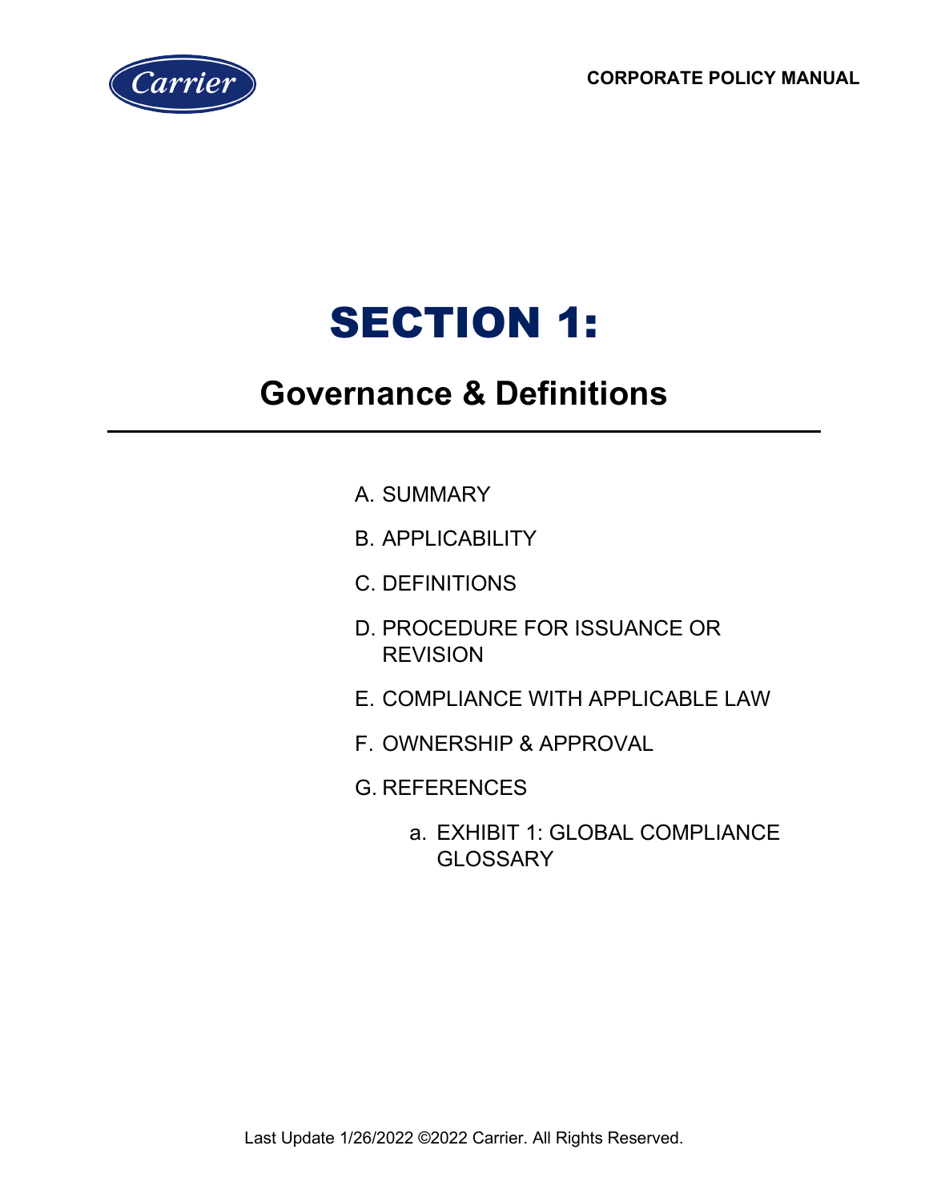CORPORATE POLICY MANUAL

# SECTION 1:

## Governance & Definitions

A. SUMMARY

B. APPLICABILITY

C. DEFINITIONS

D. PROCEDURE FOR ISSUANCE OR REVISION

E. COMPLIANCE WITH APPLICABLE LAW

F. OWNERSHIP & APPROVAL

G. REFERENCES

   a. EXHIBIT 1: GLOBAL COMPLIANCE GLOSSARY

Last Update 1/26/2022 ©2022 Carrier. All Rights Reserved.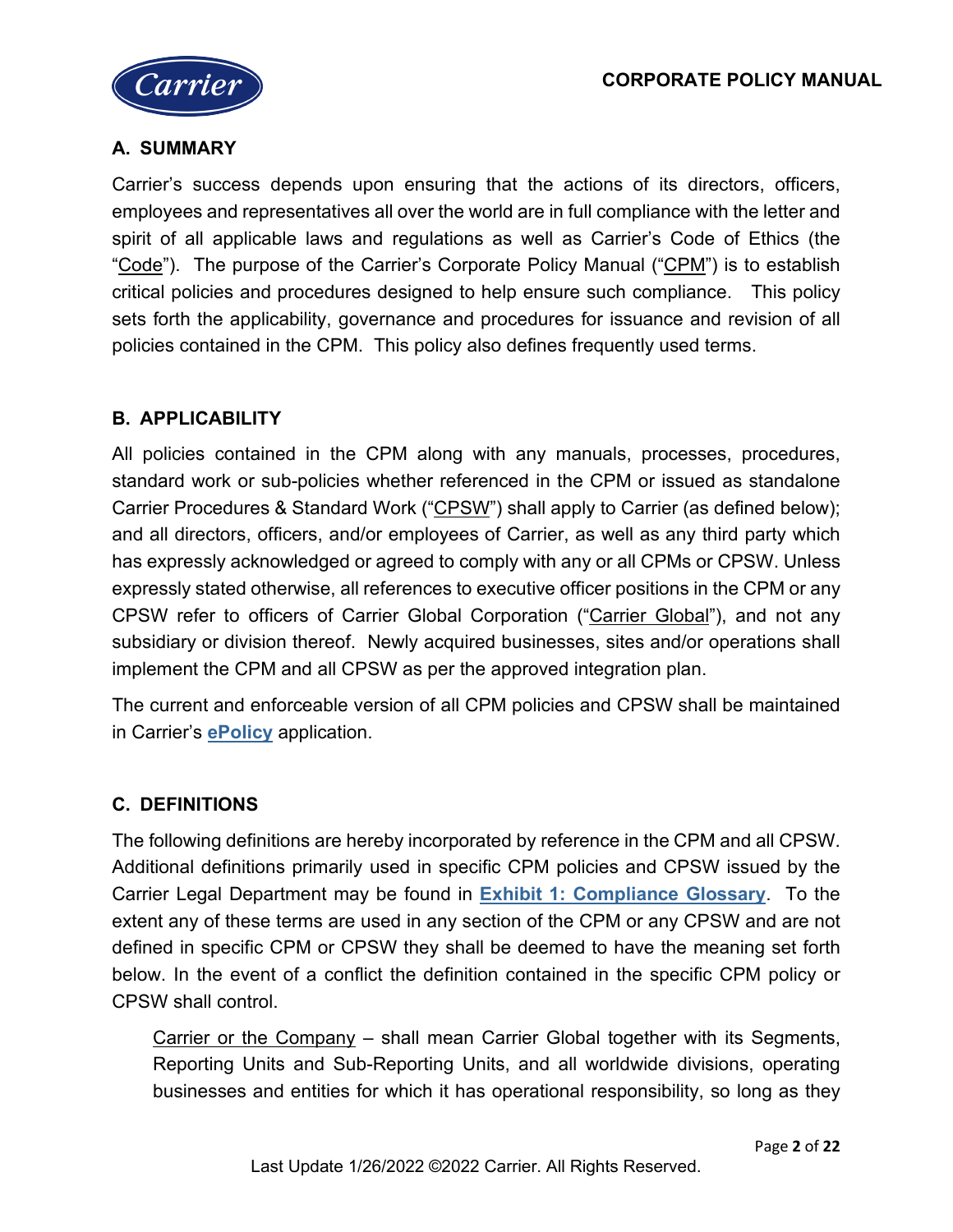## A. SUMMARY

Carrier's success depends upon ensuring that the actions of its directors, officers, employees and representatives all over the world are in full compliance with the letter and spirit of all applicable laws and regulations as well as Carrier's Code of Ethics (the "Code"). The purpose of the Carrier's Corporate Policy Manual ("CPM") is to establish critical policies and procedures designed to help ensure such compliance. This policy sets forth the applicability, governance and procedures for issuance and revision of all policies contained in the CPM. This policy also defines frequently used terms.

## B. APPLICABILITY

All policies contained in the CPM along with any manuals, processes, procedures, standard work or sub-policies whether referenced in the CPM or issued as standalone Carrier Procedures & Standard Work ("CPSW") shall apply to Carrier (as defined below); and all directors, officers, and/or employees of Carrier, as well as any third party which has expressly acknowledged or agreed to comply with any or all CPMs or CPSW. Unless expressly stated otherwise, all references to executive officer positions in the CPM or any CPSW refer to officers of Carrier Global Corporation ("Carrier Global"), and not any subsidiary or division thereof. Newly acquired businesses, sites and/or operations shall implement the CPM and all CPSW as per the approved integration plan.

The current and enforceable version of all CPM policies and CPSW shall be maintained in Carrier's **ePolicy** application.

## C. DEFINITIONS

The following definitions are hereby incorporated by reference in the CPM and all CPSW. Additional definitions primarily used in specific CPM policies and CPSW issued by the Carrier Legal Department may be found in **Exhibit 1: Compliance Glossary**. To the extent any of these terms are used in any section of the CPM or any CPSW and are not defined in specific CPM or CPSW they shall be deemed to have the meaning set forth below. In the event of a conflict the definition contained in the specific CPM policy or CPSW shall control.

Carrier or the Company – shall mean Carrier Global together with its Segments, Reporting Units and Sub-Reporting Units, and all worldwide divisions, operating businesses and entities for which it has operational responsibility, so long as they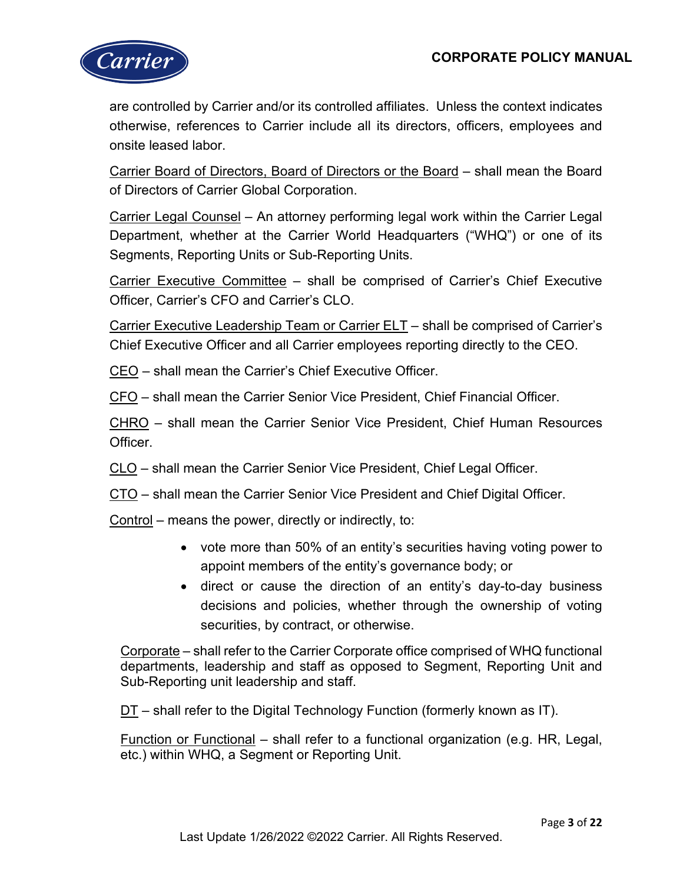are controlled by Carrier and/or its controlled affiliates. Unless the context indicates otherwise, references to Carrier include all its directors, officers, employees and onsite leased labor.

Carrier Board of Directors, Board of Directors or the Board – shall mean the Board of Directors of Carrier Global Corporation.

Carrier Legal Counsel – An attorney performing legal work within the Carrier Legal Department, whether at the Carrier World Headquarters ("WHQ") or one of its Segments, Reporting Units or Sub-Reporting Units.

Carrier Executive Committee – shall be comprised of Carrier's Chief Executive Officer, Carrier's CFO and Carrier's CLO.

Carrier Executive Leadership Team or Carrier ELT – shall be comprised of Carrier's Chief Executive Officer and all Carrier employees reporting directly to the CEO.

CEO – shall mean the Carrier's Chief Executive Officer.

CFO – shall mean the Carrier Senior Vice President, Chief Financial Officer.

CHRO – shall mean the Carrier Senior Vice President, Chief Human Resources Officer.

CLO – shall mean the Carrier Senior Vice President, Chief Legal Officer.

CTO – shall mean the Carrier Senior Vice President and Chief Digital Officer.

Control – means the power, directly or indirectly, to:

- vote more than 50% of an entity's securities having voting power to appoint members of the entity's governance body; or
- direct or cause the direction of an entity's day-to-day business decisions and policies, whether through the ownership of voting securities, by contract, or otherwise.

Corporate – shall refer to the Carrier Corporate office comprised of WHQ functional departments, leadership and staff as opposed to Segment, Reporting Unit and Sub-Reporting unit leadership and staff.

DT – shall refer to the Digital Technology Function (formerly known as IT).

Function or Functional – shall refer to a functional organization (e.g. HR, Legal, etc.) within WHQ, a Segment or Reporting Unit.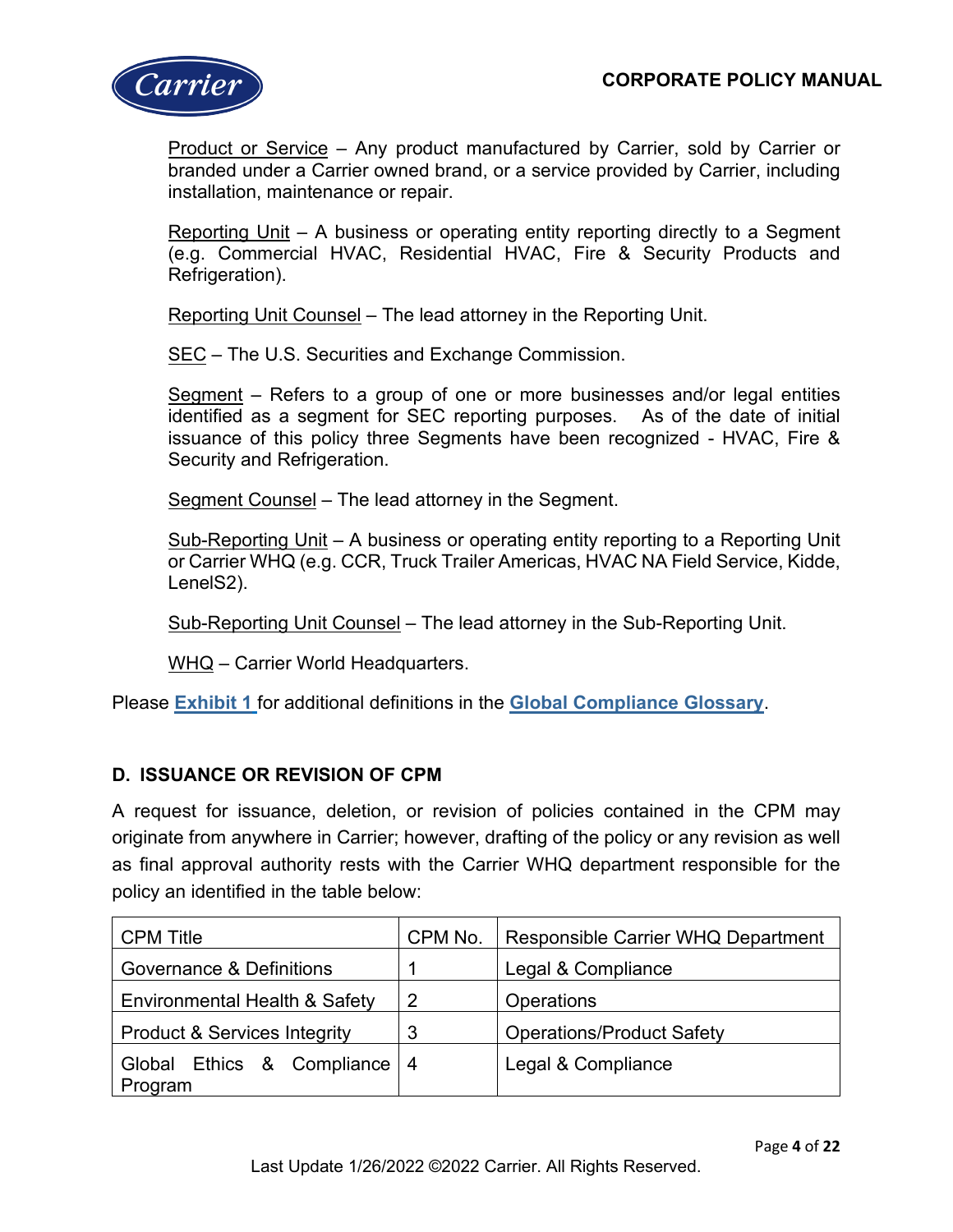<u>Product or Service</u> – Any product manufactured by Carrier, sold by Carrier or branded under a Carrier owned brand, or a service provided by Carrier, including installation, maintenance or repair.

<u>Reporting Unit</u> – A business or operating entity reporting directly to a Segment (e.g. Commercial HVAC, Residential HVAC, Fire & Security Products and Refrigeration).

<u>Reporting Unit Counsel</u> – The lead attorney in the Reporting Unit.

<u>SEC</u> – The U.S. Securities and Exchange Commission.

<u>Segment</u> – Refers to a group of one or more businesses and/or legal entities identified as a segment for SEC reporting purposes. As of the date of initial issuance of this policy three Segments have been recognized - HVAC, Fire & Security and Refrigeration.

<u>Segment Counsel</u> – The lead attorney in the Segment.

<u>Sub-Reporting Unit</u> – A business or operating entity reporting to a Reporting Unit or Carrier WHQ (e.g. CCR, Truck Trailer Americas, HVAC NA Field Service, Kidde, LenelS2).

<u>Sub-Reporting Unit Counsel</u> – The lead attorney in the Sub-Reporting Unit.

<u>WHQ</u> – Carrier World Headquarters.

Please **Exhibit 1** for additional definitions in the **Global Compliance Glossary**.

## D. ISSUANCE OR REVISION OF CPM

A request for issuance, deletion, or revision of policies contained in the CPM may originate from anywhere in Carrier; however, drafting of the policy or any revision as well as final approval authority rests with the Carrier WHQ department responsible for the policy an identified in the table below:

| CPM Title | CPM No. | Responsible Carrier WHQ Department |
|---|---|---|
| Governance & Definitions | 1 | Legal & Compliance |
| Environmental Health & Safety | 2 | Operations |
| Product & Services Integrity | 3 | Operations/Product Safety |
| Global Ethics & Compliance Program | 4 | Legal & Compliance |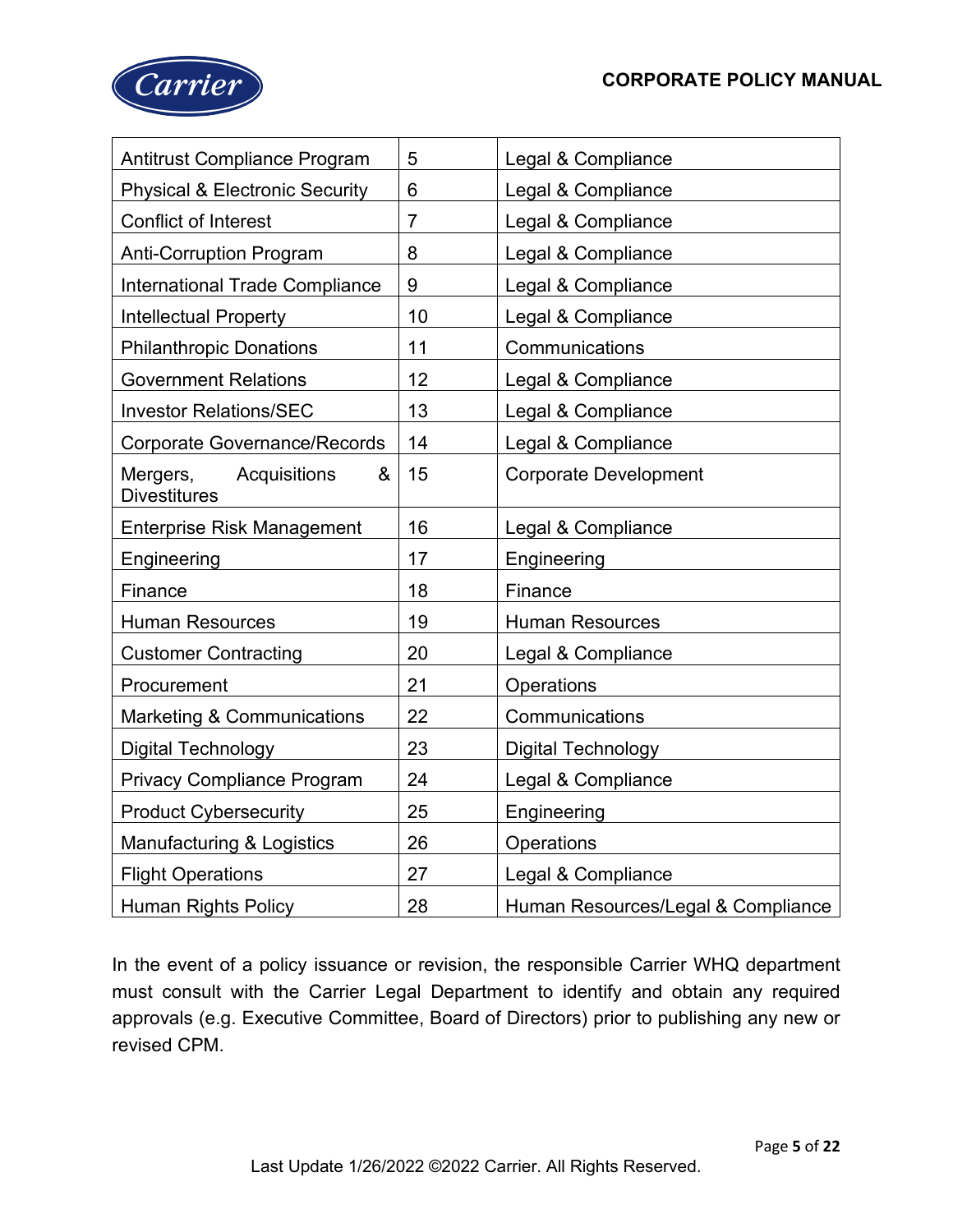| Antitrust Compliance Program | 5 | Legal & Compliance |
|---|---|---|
| Physical & Electronic Security | 6 | Legal & Compliance |
| Conflict of Interest | 7 | Legal & Compliance |
| Anti-Corruption Program | 8 | Legal & Compliance |
| International Trade Compliance | 9 | Legal & Compliance |
| Intellectual Property | 10 | Legal & Compliance |
| Philanthropic Donations | 11 | Communications |
| Government Relations | 12 | Legal & Compliance |
| Investor Relations/SEC | 13 | Legal & Compliance |
| Corporate Governance/Records | 14 | Legal & Compliance |
| Mergers, Acquisitions & Divestitures | 15 | Corporate Development |
| Enterprise Risk Management | 16 | Legal & Compliance |
| Engineering | 17 | Engineering |
| Finance | 18 | Finance |
| Human Resources | 19 | Human Resources |
| Customer Contracting | 20 | Legal & Compliance |
| Procurement | 21 | Operations |
| Marketing & Communications | 22 | Communications |
| Digital Technology | 23 | Digital Technology |
| Privacy Compliance Program | 24 | Legal & Compliance |
| Product Cybersecurity | 25 | Engineering |
| Manufacturing & Logistics | 26 | Operations |
| Flight Operations | 27 | Legal & Compliance |
| Human Rights Policy | 28 | Human Resources/Legal & Compliance |

In the event of a policy issuance or revision, the responsible Carrier WHQ department must consult with the Carrier Legal Department to identify and obtain any required approvals (e.g. Executive Committee, Board of Directors) prior to publishing any new or revised CPM.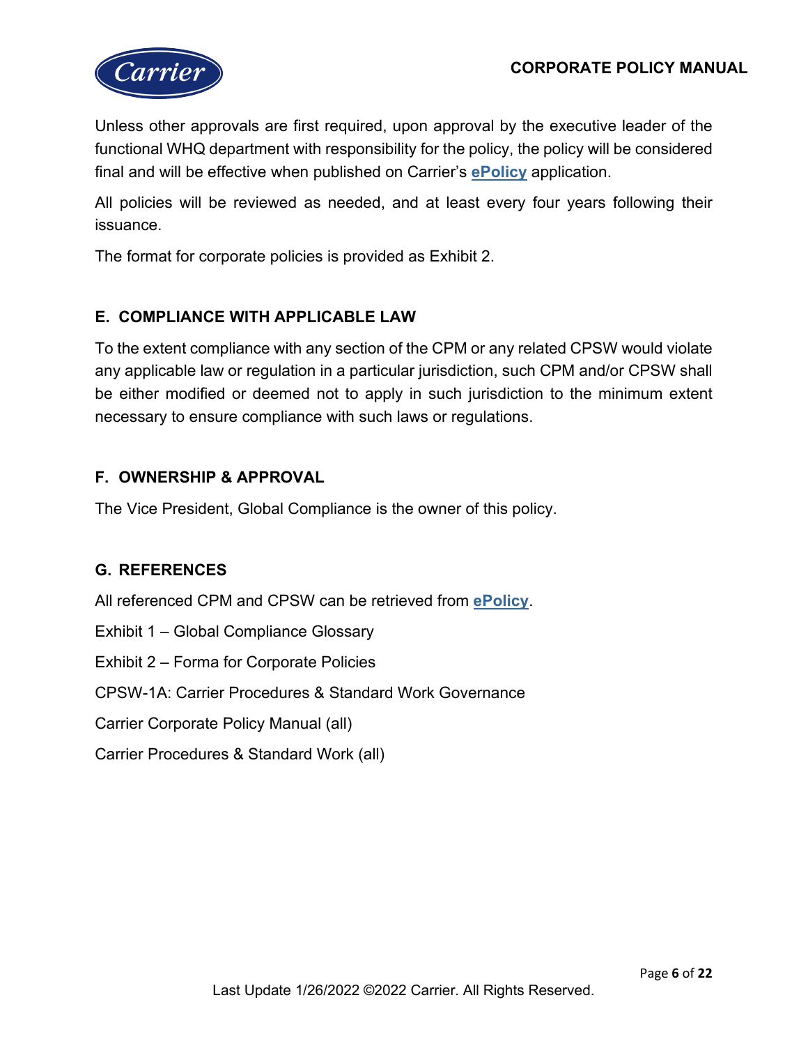Unless other approvals are first required, upon approval by the executive leader of the functional WHQ department with responsibility for the policy, the policy will be considered final and will be effective when published on Carrier's **ePolicy** application.

All policies will be reviewed as needed, and at least every four years following their issuance.

The format for corporate policies is provided as Exhibit 2.

## E. COMPLIANCE WITH APPLICABLE LAW

To the extent compliance with any section of the CPM or any related CPSW would violate any applicable law or regulation in a particular jurisdiction, such CPM and/or CPSW shall be either modified or deemed not to apply in such jurisdiction to the minimum extent necessary to ensure compliance with such laws or regulations.

## F. OWNERSHIP & APPROVAL

The Vice President, Global Compliance is the owner of this policy.

## G. REFERENCES

All referenced CPM and CPSW can be retrieved from **ePolicy**.

Exhibit 1 – Global Compliance Glossary

Exhibit 2 – Forma for Corporate Policies

CPSW-1A: Carrier Procedures & Standard Work Governance

Carrier Corporate Policy Manual (all)

Carrier Procedures & Standard Work (all)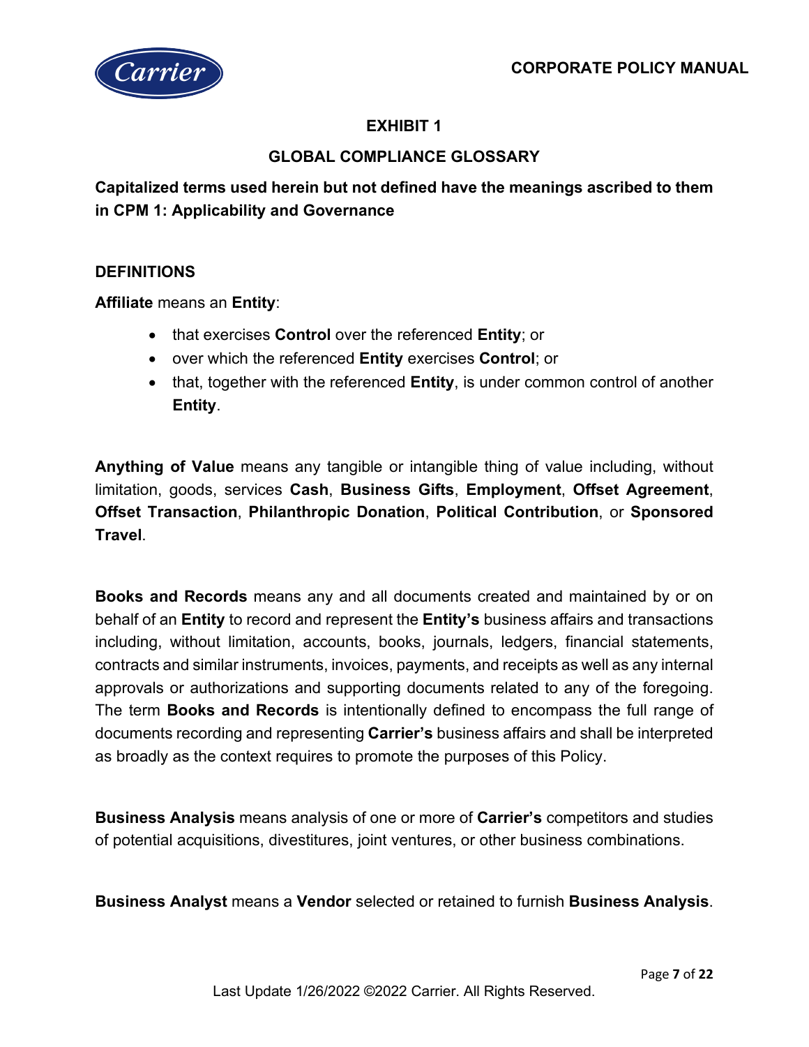## EXHIBIT 1

## GLOBAL COMPLIANCE GLOSSARY

**Capitalized terms used herein but not defined have the meanings ascribed to them in CPM 1: Applicability and Governance**

### DEFINITIONS

**Affiliate** means an **Entity**:

- that exercises **Control** over the referenced **Entity**; or
- over which the referenced **Entity** exercises **Control**; or
- that, together with the referenced **Entity**, is under common control of another **Entity**.

**Anything of Value** means any tangible or intangible thing of value including, without limitation, goods, services **Cash**, **Business Gifts**, **Employment**, **Offset Agreement**, **Offset Transaction**, **Philanthropic Donation**, **Political Contribution**, or **Sponsored Travel**.

**Books and Records** means any and all documents created and maintained by or on behalf of an **Entity** to record and represent the **Entity's** business affairs and transactions including, without limitation, accounts, books, journals, ledgers, financial statements, contracts and similar instruments, invoices, payments, and receipts as well as any internal approvals or authorizations and supporting documents related to any of the foregoing. The term **Books and Records** is intentionally defined to encompass the full range of documents recording and representing **Carrier's** business affairs and shall be interpreted as broadly as the context requires to promote the purposes of this Policy.

**Business Analysis** means analysis of one or more of **Carrier's** competitors and studies of potential acquisitions, divestitures, joint ventures, or other business combinations.

**Business Analyst** means a **Vendor** selected or retained to furnish **Business Analysis**.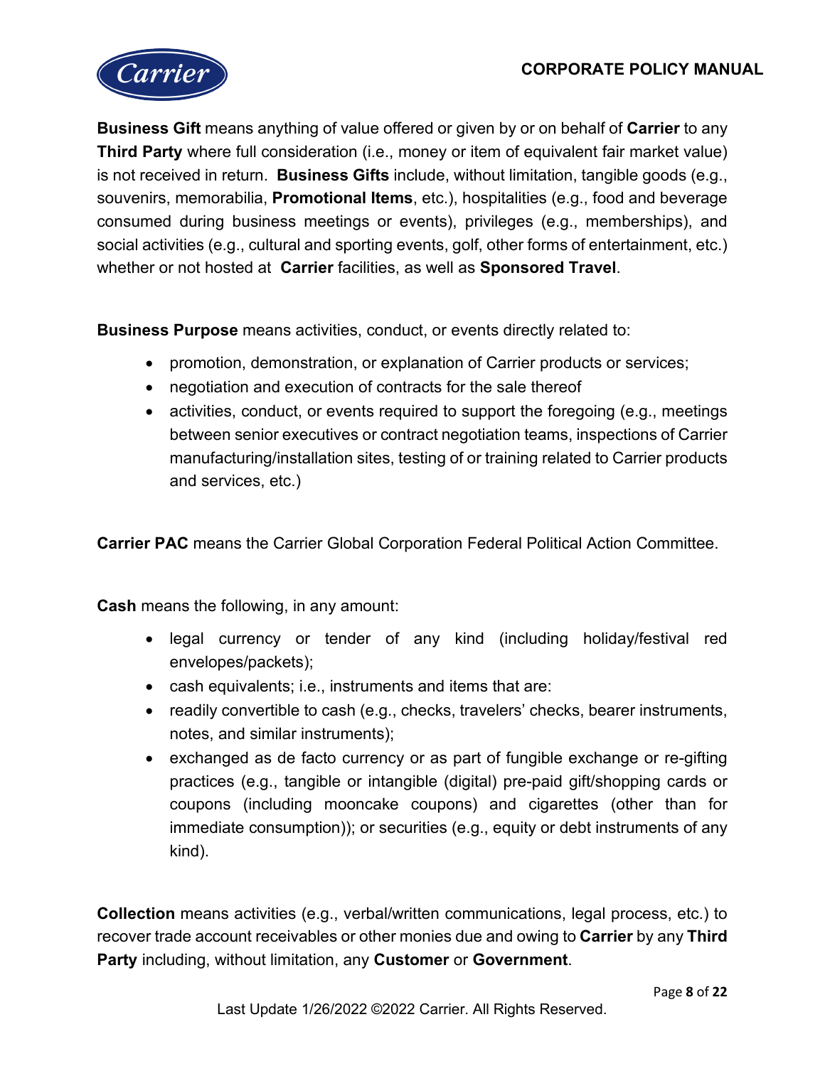**Business Gift** means anything of value offered or given by or on behalf of **Carrier** to any **Third Party** where full consideration (i.e., money or item of equivalent fair market value) is not received in return. **Business Gifts** include, without limitation, tangible goods (e.g., souvenirs, memorabilia, **Promotional Items**, etc.), hospitalities (e.g., food and beverage consumed during business meetings or events), privileges (e.g., memberships), and social activities (e.g., cultural and sporting events, golf, other forms of entertainment, etc.) whether or not hosted at **Carrier** facilities, as well as **Sponsored Travel**.

**Business Purpose** means activities, conduct, or events directly related to:

- promotion, demonstration, or explanation of Carrier products or services;
- negotiation and execution of contracts for the sale thereof
- activities, conduct, or events required to support the foregoing (e.g., meetings between senior executives or contract negotiation teams, inspections of Carrier manufacturing/installation sites, testing of or training related to Carrier products and services, etc.)

**Carrier PAC** means the Carrier Global Corporation Federal Political Action Committee.

**Cash** means the following, in any amount:

- legal currency or tender of any kind (including holiday/festival red envelopes/packets);
- cash equivalents; i.e., instruments and items that are:
- readily convertible to cash (e.g., checks, travelers' checks, bearer instruments, notes, and similar instruments);
- exchanged as de facto currency or as part of fungible exchange or re-gifting practices (e.g., tangible or intangible (digital) pre-paid gift/shopping cards or coupons (including mooncake coupons) and cigarettes (other than for immediate consumption)); or securities (e.g., equity or debt instruments of any kind).

**Collection** means activities (e.g., verbal/written communications, legal process, etc.) to recover trade account receivables or other monies due and owing to **Carrier** by any **Third Party** including, without limitation, any **Customer** or **Government**.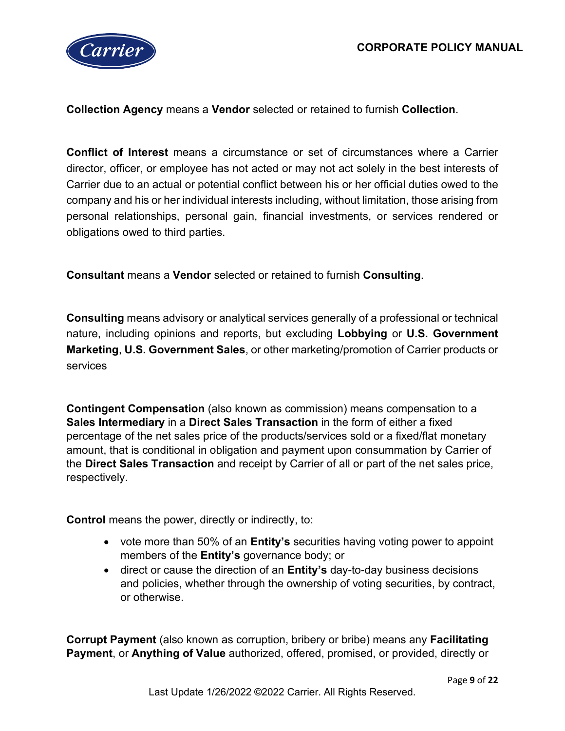**Collection Agency** means a **Vendor** selected or retained to furnish **Collection**.

**Conflict of Interest** means a circumstance or set of circumstances where a Carrier director, officer, or employee has not acted or may not act solely in the best interests of Carrier due to an actual or potential conflict between his or her official duties owed to the company and his or her individual interests including, without limitation, those arising from personal relationships, personal gain, financial investments, or services rendered or obligations owed to third parties.

**Consultant** means a **Vendor** selected or retained to furnish **Consulting**.

**Consulting** means advisory or analytical services generally of a professional or technical nature, including opinions and reports, but excluding **Lobbying** or **U.S. Government Marketing**, **U.S. Government Sales**, or other marketing/promotion of Carrier products or services

**Contingent Compensation** (also known as commission) means compensation to a **Sales Intermediary** in a **Direct Sales Transaction** in the form of either a fixed percentage of the net sales price of the products/services sold or a fixed/flat monetary amount, that is conditional in obligation and payment upon consummation by Carrier of the **Direct Sales Transaction** and receipt by Carrier of all or part of the net sales price, respectively.

**Control** means the power, directly or indirectly, to:

- vote more than 50% of an **Entity's** securities having voting power to appoint members of the **Entity's** governance body; or
- direct or cause the direction of an **Entity's** day-to-day business decisions and policies, whether through the ownership of voting securities, by contract, or otherwise.

**Corrupt Payment** (also known as corruption, bribery or bribe) means any **Facilitating Payment**, or **Anything of Value** authorized, offered, promised, or provided, directly or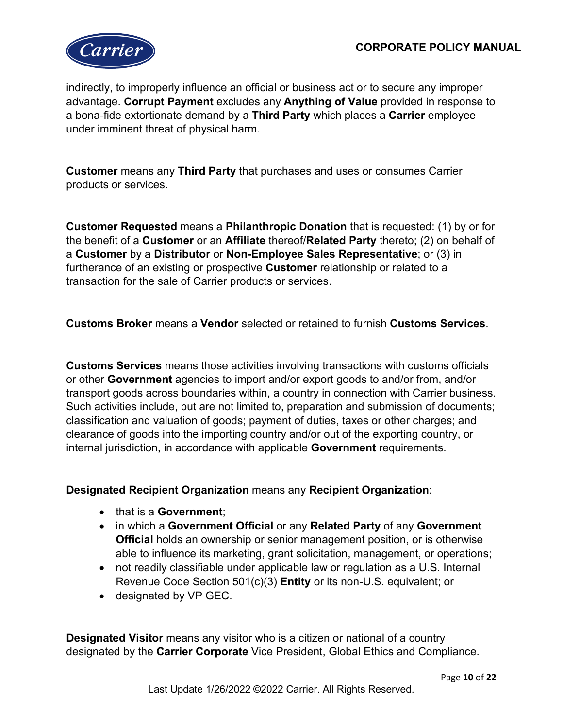indirectly, to improperly influence an official or business act or to secure any improper advantage. **Corrupt Payment** excludes any **Anything of Value** provided in response to a bona-fide extortionate demand by a **Third Party** which places a **Carrier** employee under imminent threat of physical harm.

**Customer** means any **Third Party** that purchases and uses or consumes Carrier products or services.

**Customer Requested** means a **Philanthropic Donation** that is requested: (1) by or for the benefit of a **Customer** or an **Affiliate** thereof/**Related Party** thereto; (2) on behalf of a **Customer** by a **Distributor** or **Non-Employee Sales Representative**; or (3) in furtherance of an existing or prospective **Customer** relationship or related to a transaction for the sale of Carrier products or services.

**Customs Broker** means a **Vendor** selected or retained to furnish **Customs Services**.

**Customs Services** means those activities involving transactions with customs officials or other **Government** agencies to import and/or export goods to and/or from, and/or transport goods across boundaries within, a country in connection with Carrier business. Such activities include, but are not limited to, preparation and submission of documents; classification and valuation of goods; payment of duties, taxes or other charges; and clearance of goods into the importing country and/or out of the exporting country, or internal jurisdiction, in accordance with applicable **Government** requirements.

**Designated Recipient Organization** means any **Recipient Organization**:

- that is a **Government**;
- in which a **Government Official** or any **Related Party** of any **Government Official** holds an ownership or senior management position, or is otherwise able to influence its marketing, grant solicitation, management, or operations;
- not readily classifiable under applicable law or regulation as a U.S. Internal Revenue Code Section 501(c)(3) **Entity** or its non-U.S. equivalent; or
- designated by VP GEC.

**Designated Visitor** means any visitor who is a citizen or national of a country designated by the **Carrier Corporate** Vice President, Global Ethics and Compliance.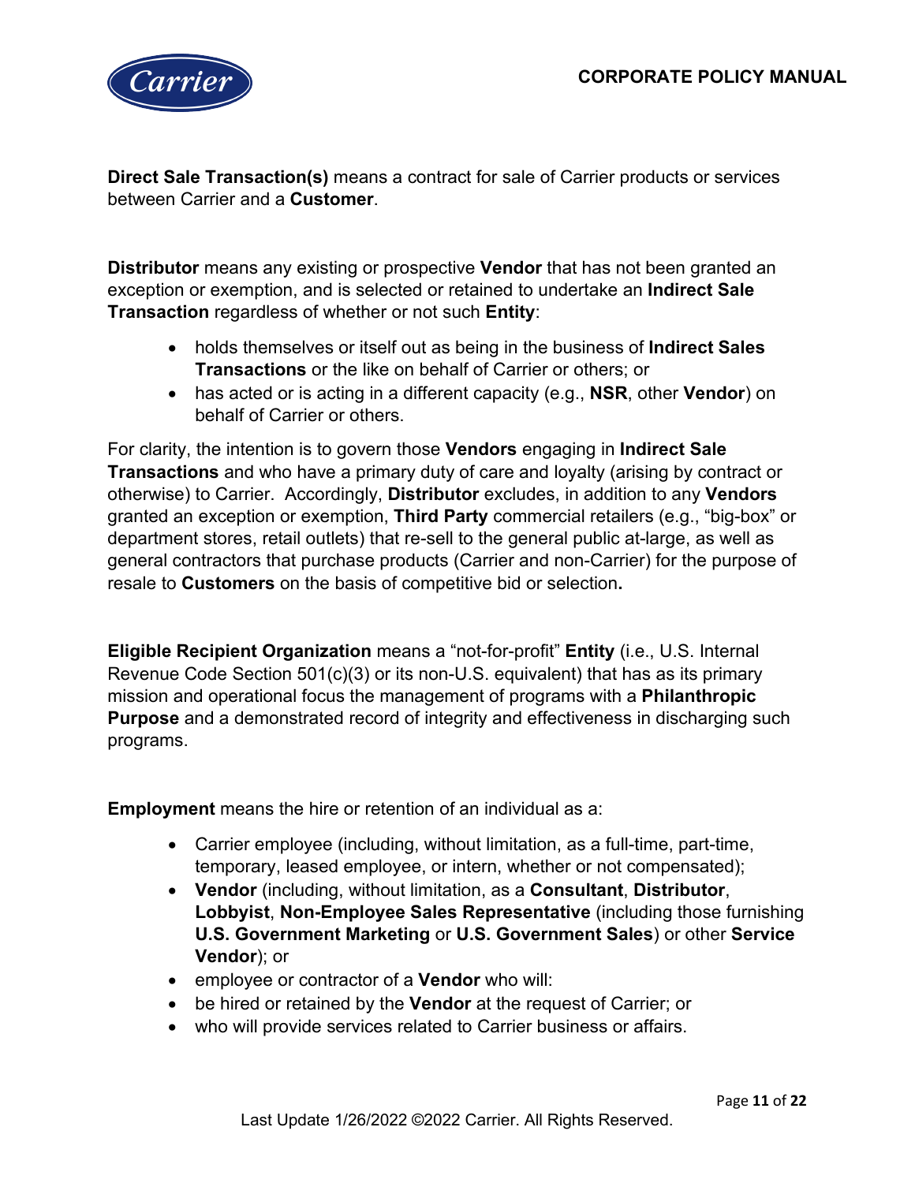**Direct Sale Transaction(s)** means a contract for sale of Carrier products or services between Carrier and a **Customer**.

**Distributor** means any existing or prospective **Vendor** that has not been granted an exception or exemption, and is selected or retained to undertake an **Indirect Sale Transaction** regardless of whether or not such **Entity**:

- holds themselves or itself out as being in the business of **Indirect Sales Transactions** or the like on behalf of Carrier or others; or
- has acted or is acting in a different capacity (e.g., **NSR**, other **Vendor**) on behalf of Carrier or others.

For clarity, the intention is to govern those **Vendors** engaging in **Indirect Sale Transactions** and who have a primary duty of care and loyalty (arising by contract or otherwise) to Carrier. Accordingly, **Distributor** excludes, in addition to any **Vendors** granted an exception or exemption, **Third Party** commercial retailers (e.g., "big-box" or department stores, retail outlets) that re-sell to the general public at-large, as well as general contractors that purchase products (Carrier and non-Carrier) for the purpose of resale to **Customers** on the basis of competitive bid or selection**.**

**Eligible Recipient Organization** means a "not-for-profit" **Entity** (i.e., U.S. Internal Revenue Code Section 501(c)(3) or its non-U.S. equivalent) that has as its primary mission and operational focus the management of programs with a **Philanthropic Purpose** and a demonstrated record of integrity and effectiveness in discharging such programs.

**Employment** means the hire or retention of an individual as a:

- Carrier employee (including, without limitation, as a full-time, part-time, temporary, leased employee, or intern, whether or not compensated);
- **Vendor** (including, without limitation, as a **Consultant**, **Distributor**, **Lobbyist**, **Non-Employee Sales Representative** (including those furnishing **U.S. Government Marketing** or **U.S. Government Sales**) or other **Service Vendor**); or
- employee or contractor of a **Vendor** who will:
- be hired or retained by the **Vendor** at the request of Carrier; or
- who will provide services related to Carrier business or affairs.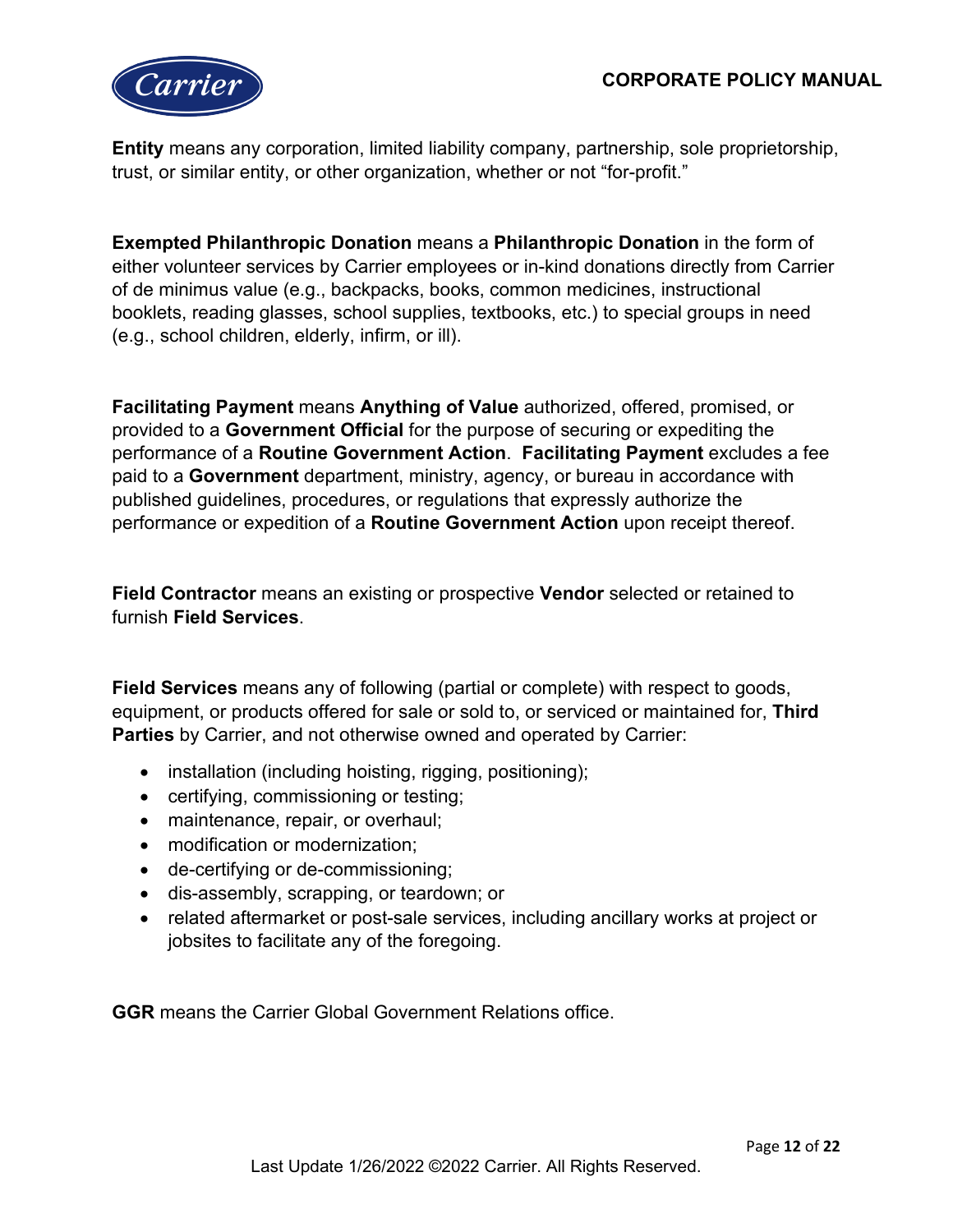**Entity** means any corporation, limited liability company, partnership, sole proprietorship, trust, or similar entity, or other organization, whether or not "for-profit."

**Exempted Philanthropic Donation** means a **Philanthropic Donation** in the form of either volunteer services by Carrier employees or in-kind donations directly from Carrier of de minimus value (e.g., backpacks, books, common medicines, instructional booklets, reading glasses, school supplies, textbooks, etc.) to special groups in need (e.g., school children, elderly, infirm, or ill).

**Facilitating Payment** means **Anything of Value** authorized, offered, promised, or provided to a **Government Official** for the purpose of securing or expediting the performance of a **Routine Government Action**. **Facilitating Payment** excludes a fee paid to a **Government** department, ministry, agency, or bureau in accordance with published guidelines, procedures, or regulations that expressly authorize the performance or expedition of a **Routine Government Action** upon receipt thereof.

**Field Contractor** means an existing or prospective **Vendor** selected or retained to furnish **Field Services**.

**Field Services** means any of following (partial or complete) with respect to goods, equipment, or products offered for sale or sold to, or serviced or maintained for, **Third Parties** by Carrier, and not otherwise owned and operated by Carrier:

- installation (including hoisting, rigging, positioning);
- certifying, commissioning or testing;
- maintenance, repair, or overhaul;
- modification or modernization;
- de-certifying or de-commissioning;
- dis-assembly, scrapping, or teardown; or
- related aftermarket or post-sale services, including ancillary works at project or jobsites to facilitate any of the foregoing.

**GGR** means the Carrier Global Government Relations office.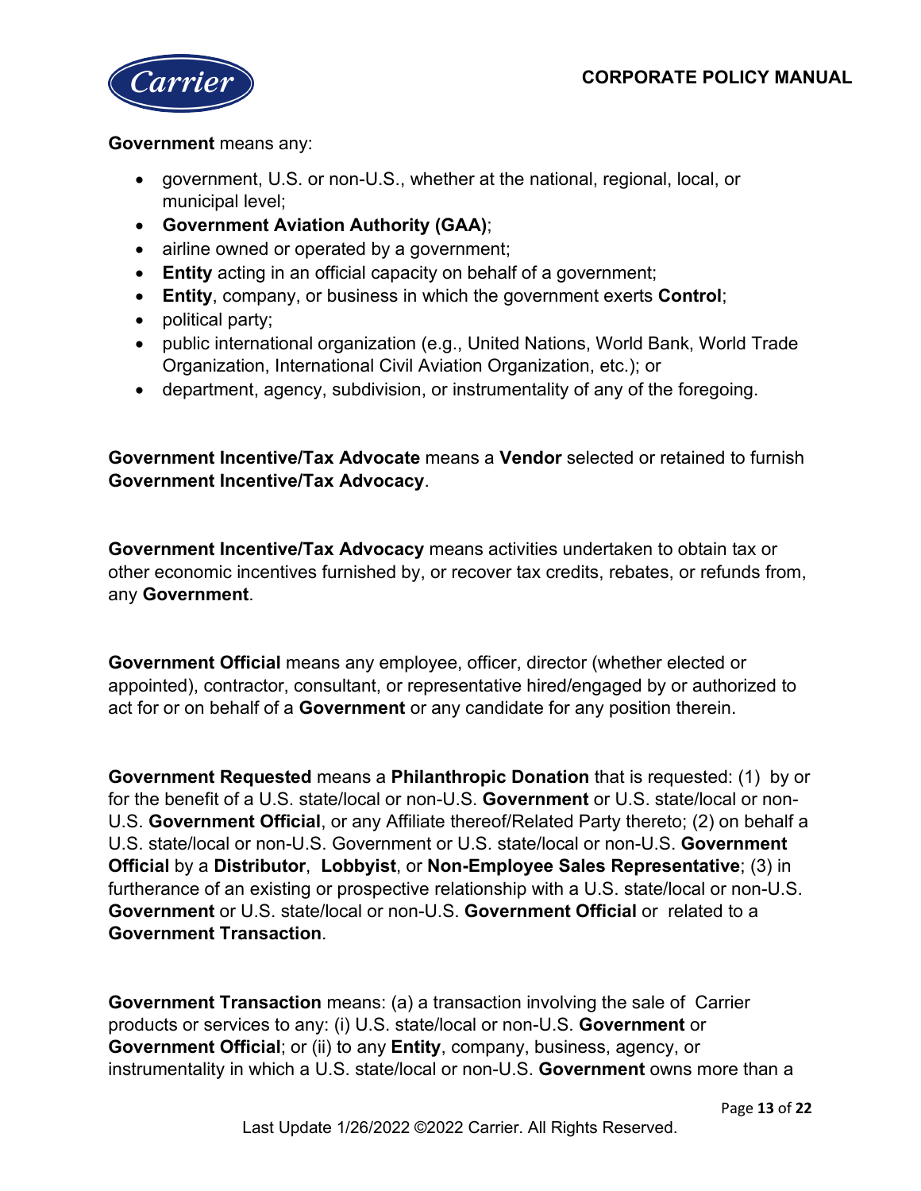**Government** means any:

- government, U.S. or non-U.S., whether at the national, regional, local, or municipal level;
- **Government Aviation Authority (GAA)**;
- airline owned or operated by a government;
- **Entity** acting in an official capacity on behalf of a government;
- **Entity**, company, or business in which the government exerts **Control**;
- political party;
- public international organization (e.g., United Nations, World Bank, World Trade Organization, International Civil Aviation Organization, etc.); or
- department, agency, subdivision, or instrumentality of any of the foregoing.

**Government Incentive/Tax Advocate** means a **Vendor** selected or retained to furnish **Government Incentive/Tax Advocacy**.

**Government Incentive/Tax Advocacy** means activities undertaken to obtain tax or other economic incentives furnished by, or recover tax credits, rebates, or refunds from, any **Government**.

**Government Official** means any employee, officer, director (whether elected or appointed), contractor, consultant, or representative hired/engaged by or authorized to act for or on behalf of a **Government** or any candidate for any position therein.

**Government Requested** means a **Philanthropic Donation** that is requested: (1) by or for the benefit of a U.S. state/local or non-U.S. **Government** or U.S. state/local or non-U.S. **Government Official**, or any Affiliate thereof/Related Party thereto; (2) on behalf a U.S. state/local or non-U.S. Government or U.S. state/local or non-U.S. **Government Official** by a **Distributor**, **Lobbyist**, or **Non-Employee Sales Representative**; (3) in furtherance of an existing or prospective relationship with a U.S. state/local or non-U.S. **Government** or U.S. state/local or non-U.S. **Government Official** or related to a **Government Transaction**.

**Government Transaction** means: (a) a transaction involving the sale of Carrier products or services to any: (i) U.S. state/local or non-U.S. **Government** or **Government Official**; or (ii) to any **Entity**, company, business, agency, or instrumentality in which a U.S. state/local or non-U.S. **Government** owns more than a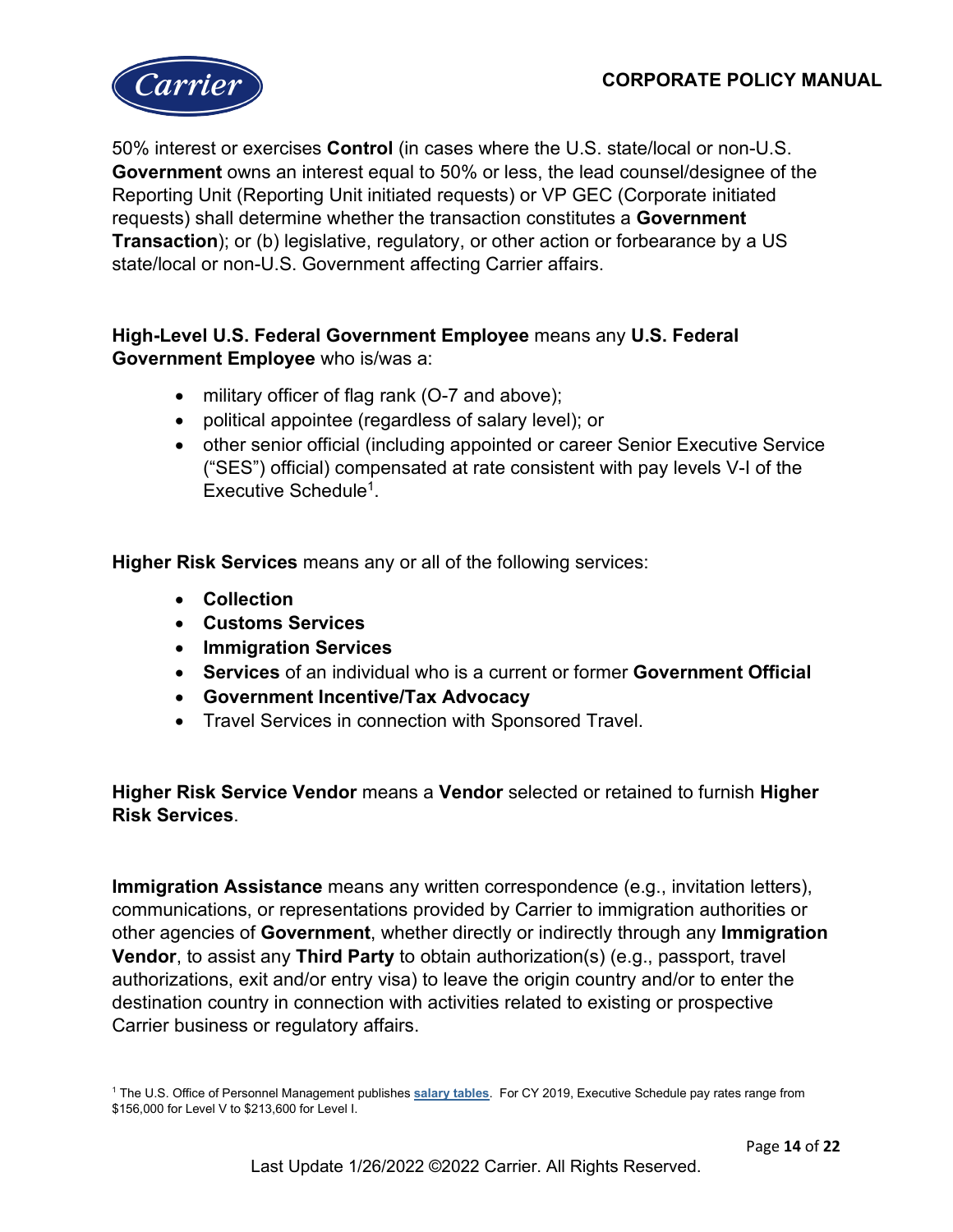50% interest or exercises **Control** (in cases where the U.S. state/local or non-U.S. **Government** owns an interest equal to 50% or less, the lead counsel/designee of the Reporting Unit (Reporting Unit initiated requests) or VP GEC (Corporate initiated requests) shall determine whether the transaction constitutes a **Government Transaction**); or (b) legislative, regulatory, or other action or forbearance by a US state/local or non-U.S. Government affecting Carrier affairs.

**High-Level U.S. Federal Government Employee** means any **U.S. Federal Government Employee** who is/was a:

- military officer of flag rank (O-7 and above);
- political appointee (regardless of salary level); or
- other senior official (including appointed or career Senior Executive Service ("SES") official) compensated at rate consistent with pay levels V-I of the Executive Schedule[1].

**Higher Risk Services** means any or all of the following services:

- **Collection**
- **Customs Services**
- **Immigration Services**
- **Services** of an individual who is a current or former **Government Official**
- **Government Incentive/Tax Advocacy**
- Travel Services in connection with Sponsored Travel.

**Higher Risk Service Vendor** means a **Vendor** selected or retained to furnish **Higher Risk Services**.

**Immigration Assistance** means any written correspondence (e.g., invitation letters), communications, or representations provided by Carrier to immigration authorities or other agencies of **Government**, whether directly or indirectly through any **Immigration Vendor**, to assist any **Third Party** to obtain authorization(s) (e.g., passport, travel authorizations, exit and/or entry visa) to leave the origin country and/or to enter the destination country in connection with activities related to existing or prospective Carrier business or regulatory affairs.

[1] The U.S. Office of Personnel Management publishes **salary tables**. For CY 2019, Executive Schedule pay rates range from $156,000 for Level V to $213,600 for Level I.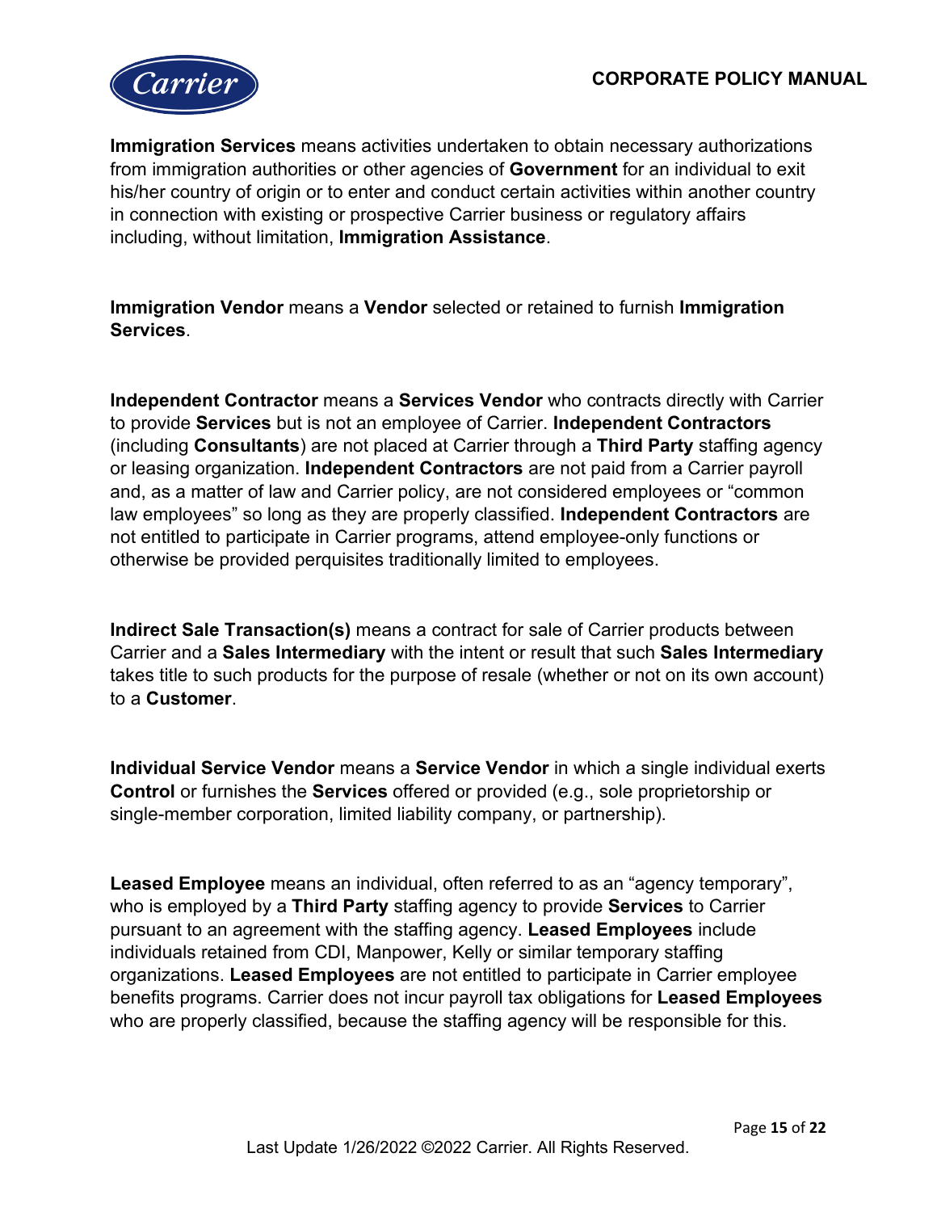**Immigration Services** means activities undertaken to obtain necessary authorizations from immigration authorities or other agencies of **Government** for an individual to exit his/her country of origin or to enter and conduct certain activities within another country in connection with existing or prospective Carrier business or regulatory affairs including, without limitation, **Immigration Assistance**.

**Immigration Vendor** means a **Vendor** selected or retained to furnish **Immigration Services**.

**Independent Contractor** means a **Services Vendor** who contracts directly with Carrier to provide **Services** but is not an employee of Carrier. **Independent Contractors** (including **Consultants**) are not placed at Carrier through a **Third Party** staffing agency or leasing organization. **Independent Contractors** are not paid from a Carrier payroll and, as a matter of law and Carrier policy, are not considered employees or "common law employees" so long as they are properly classified. **Independent Contractors** are not entitled to participate in Carrier programs, attend employee-only functions or otherwise be provided perquisites traditionally limited to employees.

**Indirect Sale Transaction(s)** means a contract for sale of Carrier products between Carrier and a **Sales Intermediary** with the intent or result that such **Sales Intermediary** takes title to such products for the purpose of resale (whether or not on its own account) to a **Customer**.

**Individual Service Vendor** means a **Service Vendor** in which a single individual exerts **Control** or furnishes the **Services** offered or provided (e.g., sole proprietorship or single-member corporation, limited liability company, or partnership).

**Leased Employee** means an individual, often referred to as an "agency temporary", who is employed by a **Third Party** staffing agency to provide **Services** to Carrier pursuant to an agreement with the staffing agency. **Leased Employees** include individuals retained from CDI, Manpower, Kelly or similar temporary staffing organizations. **Leased Employees** are not entitled to participate in Carrier employee benefits programs. Carrier does not incur payroll tax obligations for **Leased Employees** who are properly classified, because the staffing agency will be responsible for this.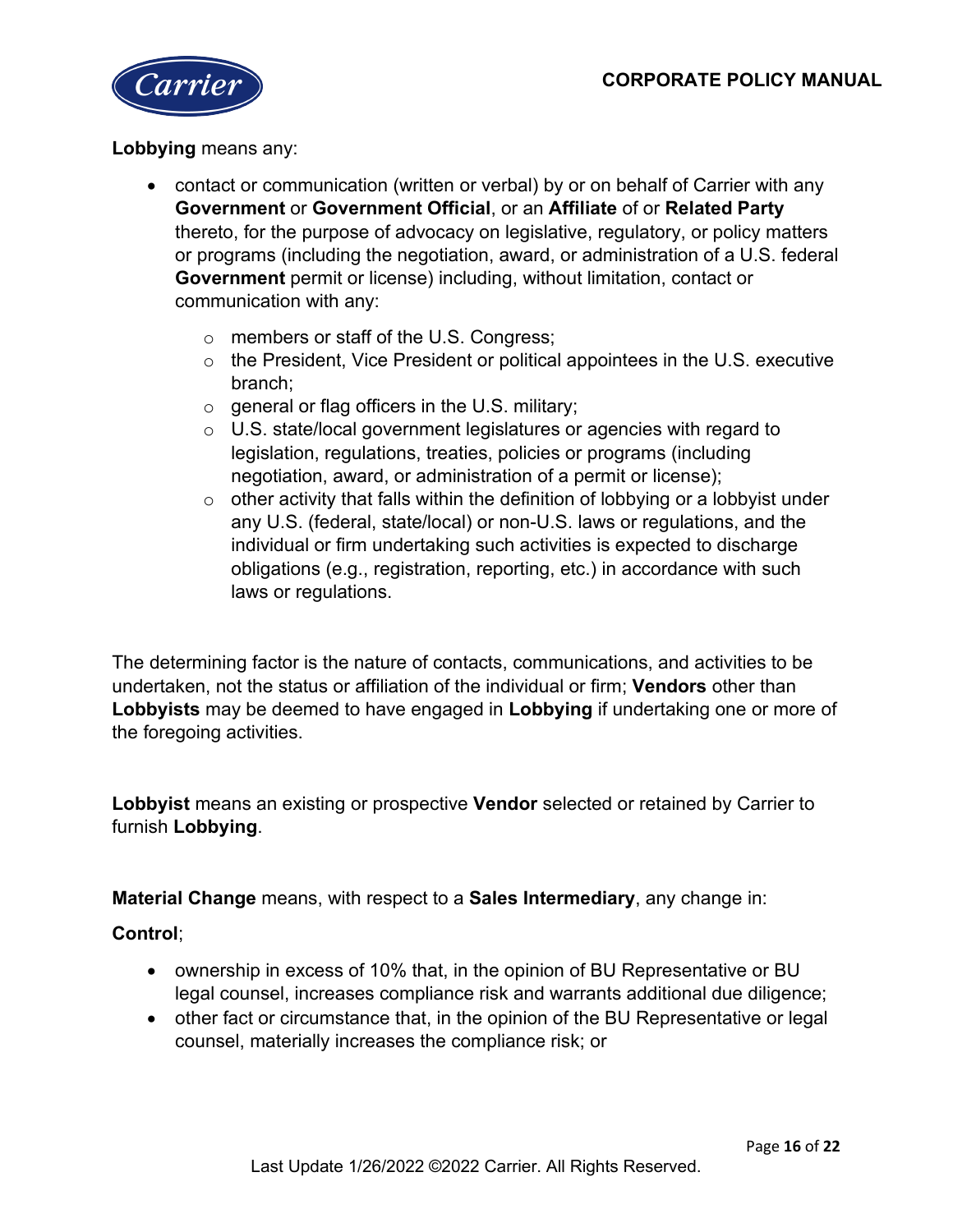**Lobbying** means any:

- contact or communication (written or verbal) by or on behalf of Carrier with any **Government** or **Government Official**, or an **Affiliate** of or **Related Party** thereto, for the purpose of advocacy on legislative, regulatory, or policy matters or programs (including the negotiation, award, or administration of a U.S. federal **Government** permit or license) including, without limitation, contact or communication with any:
    - members or staff of the U.S. Congress;
    - the President, Vice President or political appointees in the U.S. executive branch;
    - general or flag officers in the U.S. military;
    - U.S. state/local government legislatures or agencies with regard to legislation, regulations, treaties, policies or programs (including negotiation, award, or administration of a permit or license);
    - other activity that falls within the definition of lobbying or a lobbyist under any U.S. (federal, state/local) or non-U.S. laws or regulations, and the individual or firm undertaking such activities is expected to discharge obligations (e.g., registration, reporting, etc.) in accordance with such laws or regulations.

The determining factor is the nature of contacts, communications, and activities to be undertaken, not the status or affiliation of the individual or firm; **Vendors** other than **Lobbyists** may be deemed to have engaged in **Lobbying** if undertaking one or more of the foregoing activities.

**Lobbyist** means an existing or prospective **Vendor** selected or retained by Carrier to furnish **Lobbying**.

**Material Change** means, with respect to a **Sales Intermediary**, any change in:

**Control**;

- ownership in excess of 10% that, in the opinion of BU Representative or BU legal counsel, increases compliance risk and warrants additional due diligence;
- other fact or circumstance that, in the opinion of the BU Representative or legal counsel, materially increases the compliance risk; or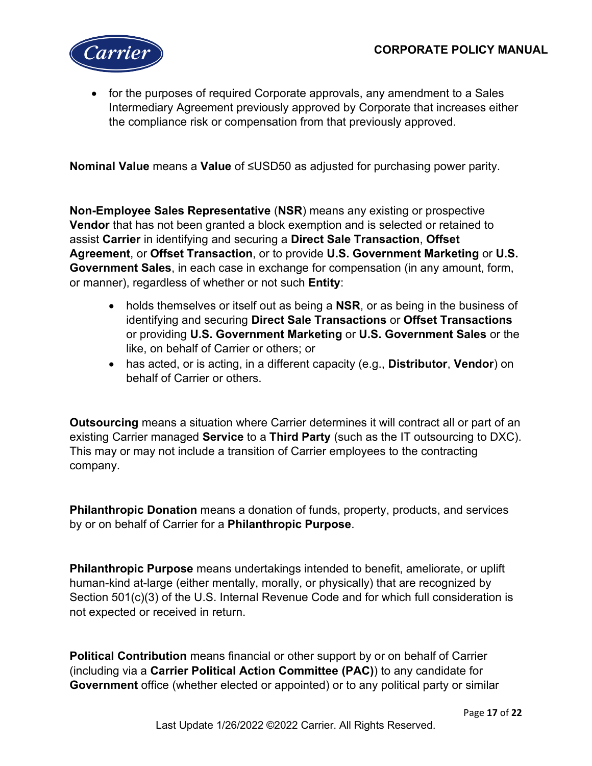- for the purposes of required Corporate approvals, any amendment to a Sales Intermediary Agreement previously approved by Corporate that increases either the compliance risk or compensation from that previously approved.

**Nominal Value** means a **Value** of ≤USD50 as adjusted for purchasing power parity.

**Non-Employee Sales Representative** (**NSR**) means any existing or prospective **Vendor** that has not been granted a block exemption and is selected or retained to assist **Carrier** in identifying and securing a **Direct Sale Transaction**, **Offset Agreement**, or **Offset Transaction**, or to provide **U.S. Government Marketing** or **U.S. Government Sales**, in each case in exchange for compensation (in any amount, form, or manner), regardless of whether or not such **Entity**:

- holds themselves or itself out as being a **NSR**, or as being in the business of identifying and securing **Direct Sale Transactions** or **Offset Transactions** or providing **U.S. Government Marketing** or **U.S. Government Sales** or the like, on behalf of Carrier or others; or
- has acted, or is acting, in a different capacity (e.g., **Distributor**, **Vendor**) on behalf of Carrier or others.

**Outsourcing** means a situation where Carrier determines it will contract all or part of an existing Carrier managed **Service** to a **Third Party** (such as the IT outsourcing to DXC). This may or may not include a transition of Carrier employees to the contracting company.

**Philanthropic Donation** means a donation of funds, property, products, and services by or on behalf of Carrier for a **Philanthropic Purpose**.

**Philanthropic Purpose** means undertakings intended to benefit, ameliorate, or uplift human-kind at-large (either mentally, morally, or physically) that are recognized by Section 501(c)(3) of the U.S. Internal Revenue Code and for which full consideration is not expected or received in return.

**Political Contribution** means financial or other support by or on behalf of Carrier (including via a **Carrier Political Action Committee (PAC)**) to any candidate for **Government** office (whether elected or appointed) or to any political party or similar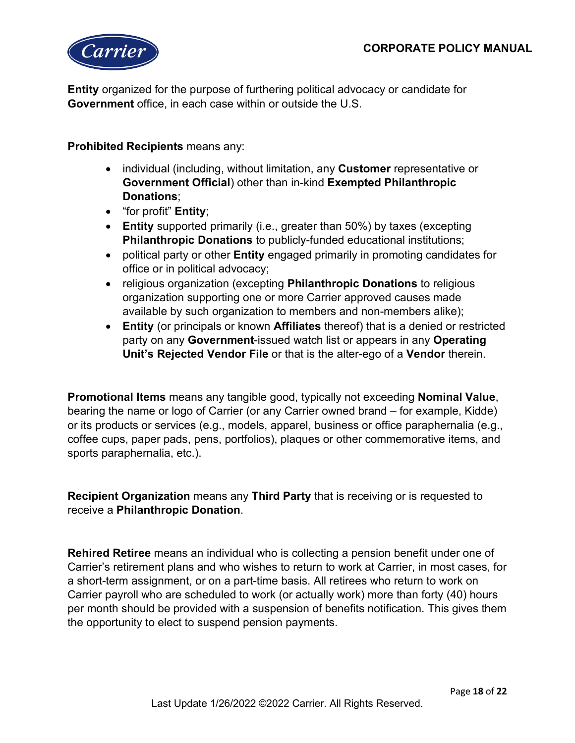**Entity** organized for the purpose of furthering political advocacy or candidate for **Government** office, in each case within or outside the U.S.

**Prohibited Recipients** means any:

- individual (including, without limitation, any **Customer** representative or **Government Official**) other than in-kind **Exempted Philanthropic Donations**;
- "for profit" **Entity**;
- **Entity** supported primarily (i.e., greater than 50%) by taxes (excepting **Philanthropic Donations** to publicly-funded educational institutions;
- political party or other **Entity** engaged primarily in promoting candidates for office or in political advocacy;
- religious organization (excepting **Philanthropic Donations** to religious organization supporting one or more Carrier approved causes made available by such organization to members and non-members alike);
- **Entity** (or principals or known **Affiliates** thereof) that is a denied or restricted party on any **Government**-issued watch list or appears in any **Operating Unit's Rejected Vendor File** or that is the alter-ego of a **Vendor** therein.

**Promotional Items** means any tangible good, typically not exceeding **Nominal Value**, bearing the name or logo of Carrier (or any Carrier owned brand – for example, Kidde) or its products or services (e.g., models, apparel, business or office paraphernalia (e.g., coffee cups, paper pads, pens, portfolios), plaques or other commemorative items, and sports paraphernalia, etc.).

**Recipient Organization** means any **Third Party** that is receiving or is requested to receive a **Philanthropic Donation**.

**Rehired Retiree** means an individual who is collecting a pension benefit under one of Carrier's retirement plans and who wishes to return to work at Carrier, in most cases, for a short-term assignment, or on a part-time basis. All retirees who return to work on Carrier payroll who are scheduled to work (or actually work) more than forty (40) hours per month should be provided with a suspension of benefits notification. This gives them the opportunity to elect to suspend pension payments.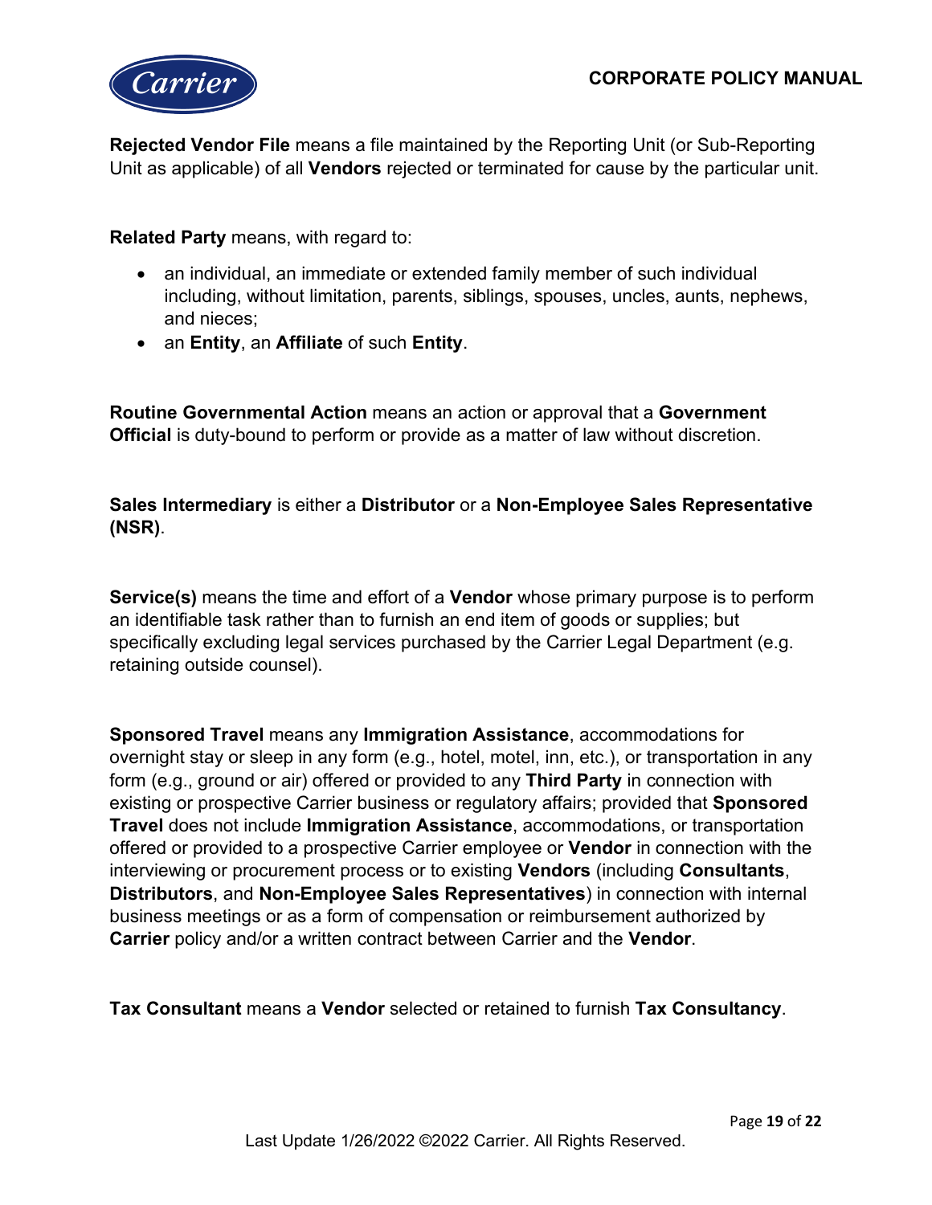**Rejected Vendor File** means a file maintained by the Reporting Unit (or Sub-Reporting Unit as applicable) of all **Vendors** rejected or terminated for cause by the particular unit.

**Related Party** means, with regard to:

- an individual, an immediate or extended family member of such individual including, without limitation, parents, siblings, spouses, uncles, aunts, nephews, and nieces;
- an **Entity**, an **Affiliate** of such **Entity**.

**Routine Governmental Action** means an action or approval that a **Government Official** is duty-bound to perform or provide as a matter of law without discretion.

**Sales Intermediary** is either a **Distributor** or a **Non-Employee Sales Representative (NSR)**.

**Service(s)** means the time and effort of a **Vendor** whose primary purpose is to perform an identifiable task rather than to furnish an end item of goods or supplies; but specifically excluding legal services purchased by the Carrier Legal Department (e.g. retaining outside counsel).

**Sponsored Travel** means any **Immigration Assistance**, accommodations for overnight stay or sleep in any form (e.g., hotel, motel, inn, etc.), or transportation in any form (e.g., ground or air) offered or provided to any **Third Party** in connection with existing or prospective Carrier business or regulatory affairs; provided that **Sponsored Travel** does not include **Immigration Assistance**, accommodations, or transportation offered or provided to a prospective Carrier employee or **Vendor** in connection with the interviewing or procurement process or to existing **Vendors** (including **Consultants**, **Distributors**, and **Non-Employee Sales Representatives**) in connection with internal business meetings or as a form of compensation or reimbursement authorized by **Carrier** policy and/or a written contract between Carrier and the **Vendor**.

**Tax Consultant** means a **Vendor** selected or retained to furnish **Tax Consultancy**.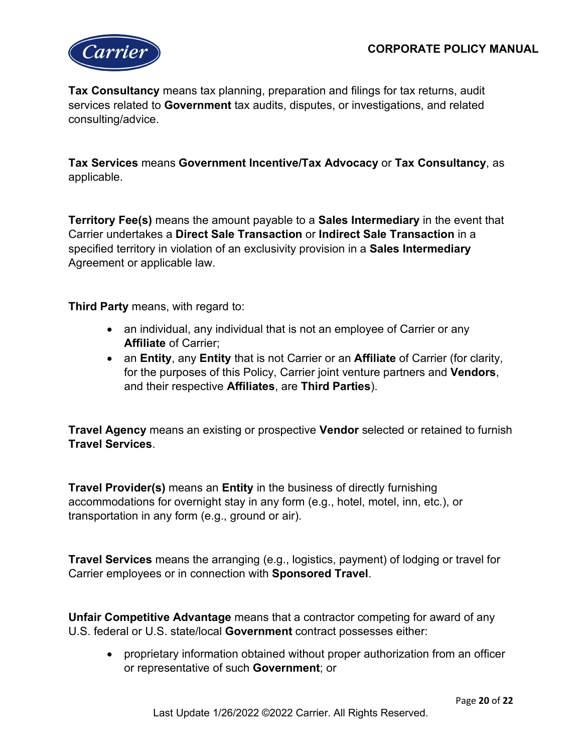**Tax Consultancy** means tax planning, preparation and filings for tax returns, audit services related to **Government** tax audits, disputes, or investigations, and related consulting/advice.

**Tax Services** means **Government Incentive/Tax Advocacy** or **Tax Consultancy**, as applicable.

**Territory Fee(s)** means the amount payable to a **Sales Intermediary** in the event that Carrier undertakes a **Direct Sale Transaction** or **Indirect Sale Transaction** in a specified territory in violation of an exclusivity provision in a **Sales Intermediary** Agreement or applicable law.

**Third Party** means, with regard to:

- an individual, any individual that is not an employee of Carrier or any **Affiliate** of Carrier;
- an **Entity**, any **Entity** that is not Carrier or an **Affiliate** of Carrier (for clarity, for the purposes of this Policy, Carrier joint venture partners and **Vendors**, and their respective **Affiliates**, are **Third Parties**).

**Travel Agency** means an existing or prospective **Vendor** selected or retained to furnish **Travel Services**.

**Travel Provider(s)** means an **Entity** in the business of directly furnishing accommodations for overnight stay in any form (e.g., hotel, motel, inn, etc.), or transportation in any form (e.g., ground or air).

**Travel Services** means the arranging (e.g., logistics, payment) of lodging or travel for Carrier employees or in connection with **Sponsored Travel**.

**Unfair Competitive Advantage** means that a contractor competing for award of any U.S. federal or U.S. state/local **Government** contract possesses either:

- proprietary information obtained without proper authorization from an officer or representative of such **Government**; or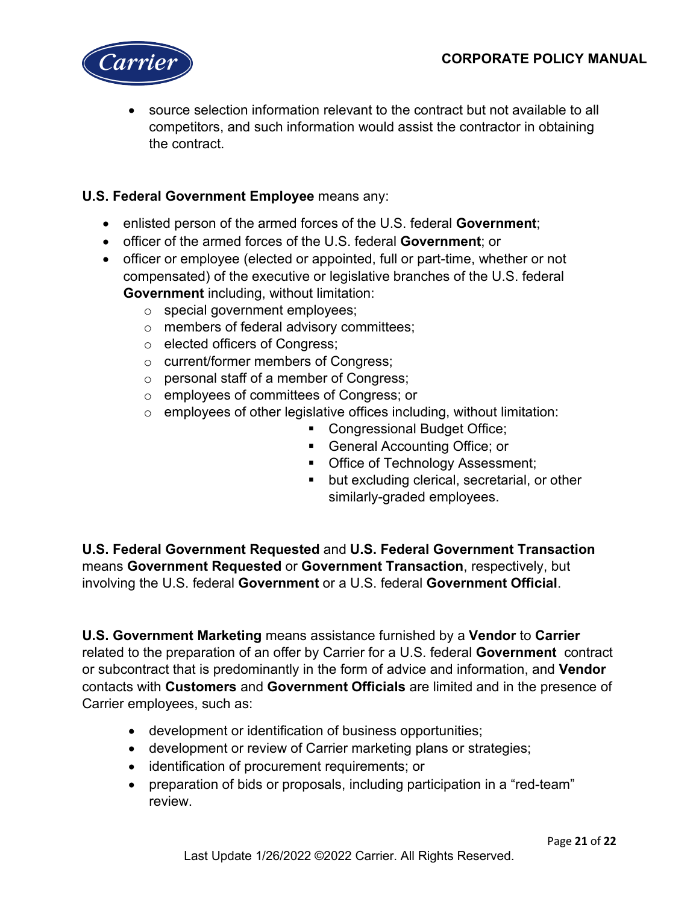- source selection information relevant to the contract but not available to all competitors, and such information would assist the contractor in obtaining the contract.

**U.S. Federal Government Employee** means any:

- enlisted person of the armed forces of the U.S. federal **Government**;
- officer of the armed forces of the U.S. federal **Government**; or
- officer or employee (elected or appointed, full or part-time, whether or not compensated) of the executive or legislative branches of the U.S. federal **Government** including, without limitation:
    - special government employees;
    - members of federal advisory committees;
    - elected officers of Congress;
    - current/former members of Congress;
    - personal staff of a member of Congress;
    - employees of committees of Congress; or
    - employees of other legislative offices including, without limitation:
        - Congressional Budget Office;
        - General Accounting Office; or
        - Office of Technology Assessment;
        - but excluding clerical, secretarial, or other similarly-graded employees.

**U.S. Federal Government Requested** and **U.S. Federal Government Transaction** means **Government Requested** or **Government Transaction**, respectively, but involving the U.S. federal **Government** or a U.S. federal **Government Official**.

**U.S. Government Marketing** means assistance furnished by a **Vendor** to **Carrier** related to the preparation of an offer by Carrier for a U.S. federal **Government** contract or subcontract that is predominantly in the form of advice and information, and **Vendor** contacts with **Customers** and **Government Officials** are limited and in the presence of Carrier employees, such as:

- development or identification of business opportunities;
- development or review of Carrier marketing plans or strategies;
- identification of procurement requirements; or
- preparation of bids or proposals, including participation in a "red-team" review.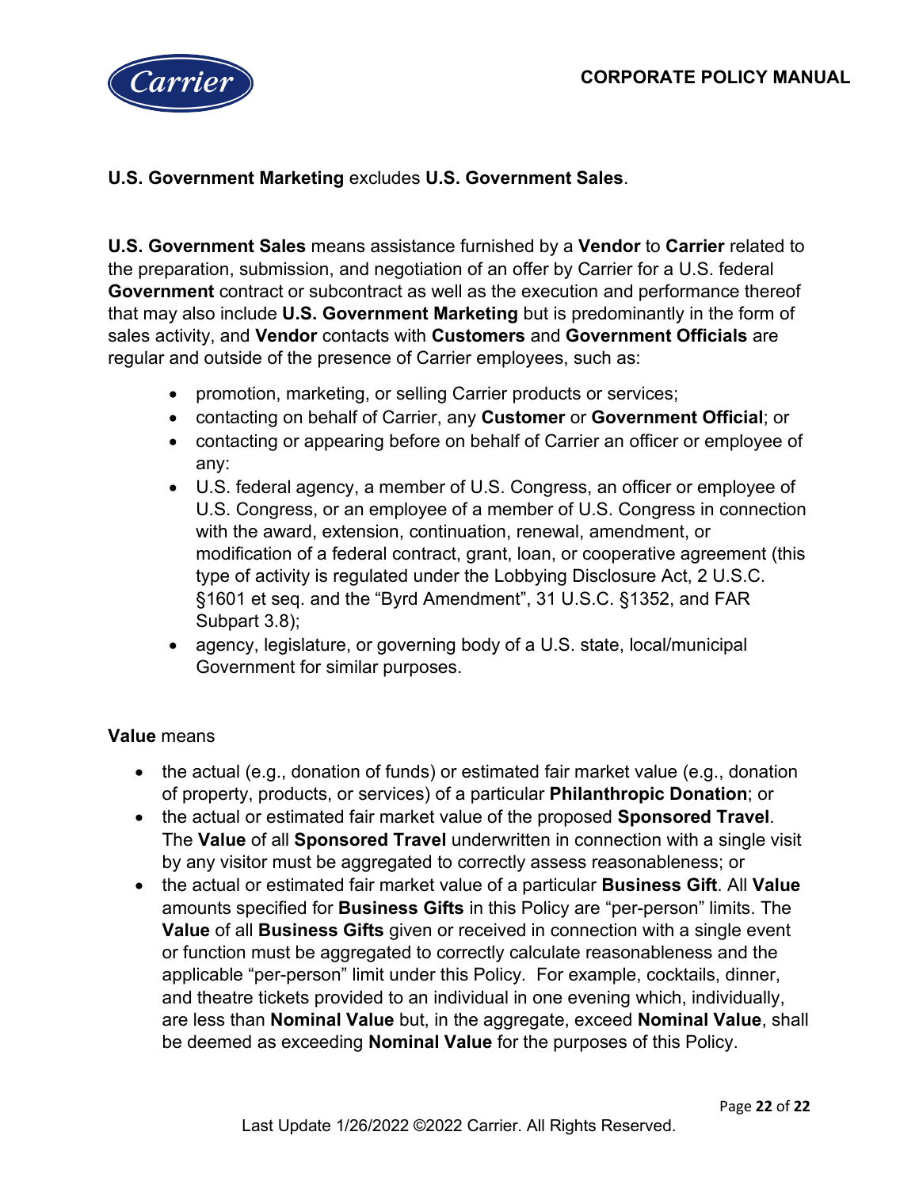**U.S. Government Marketing** excludes **U.S. Government Sales**.

**U.S. Government Sales** means assistance furnished by a **Vendor** to **Carrier** related to the preparation, submission, and negotiation of an offer by Carrier for a U.S. federal **Government** contract or subcontract as well as the execution and performance thereof that may also include **U.S. Government Marketing** but is predominantly in the form of sales activity, and **Vendor** contacts with **Customers** and **Government Officials** are regular and outside of the presence of Carrier employees, such as:

- promotion, marketing, or selling Carrier products or services;
- contacting on behalf of Carrier, any **Customer** or **Government Official**; or
- contacting or appearing before on behalf of Carrier an officer or employee of any:
- U.S. federal agency, a member of U.S. Congress, an officer or employee of U.S. Congress, or an employee of a member of U.S. Congress in connection with the award, extension, continuation, renewal, amendment, or modification of a federal contract, grant, loan, or cooperative agreement (this type of activity is regulated under the Lobbying Disclosure Act, 2 U.S.C. §1601 et seq. and the "Byrd Amendment", 31 U.S.C. §1352, and FAR Subpart 3.8);
- agency, legislature, or governing body of a U.S. state, local/municipal Government for similar purposes.

**Value** means

- the actual (e.g., donation of funds) or estimated fair market value (e.g., donation of property, products, or services) of a particular **Philanthropic Donation**; or
- the actual or estimated fair market value of the proposed **Sponsored Travel**. The **Value** of all **Sponsored Travel** underwritten in connection with a single visit by any visitor must be aggregated to correctly assess reasonableness; or
- the actual or estimated fair market value of a particular **Business Gift**. All **Value** amounts specified for **Business Gifts** in this Policy are "per-person" limits. The **Value** of all **Business Gifts** given or received in connection with a single event or function must be aggregated to correctly calculate reasonableness and the applicable "per-person" limit under this Policy. For example, cocktails, dinner, and theatre tickets provided to an individual in one evening which, individually, are less than **Nominal Value** but, in the aggregate, exceed **Nominal Value**, shall be deemed as exceeding **Nominal Value** for the purposes of this Policy.